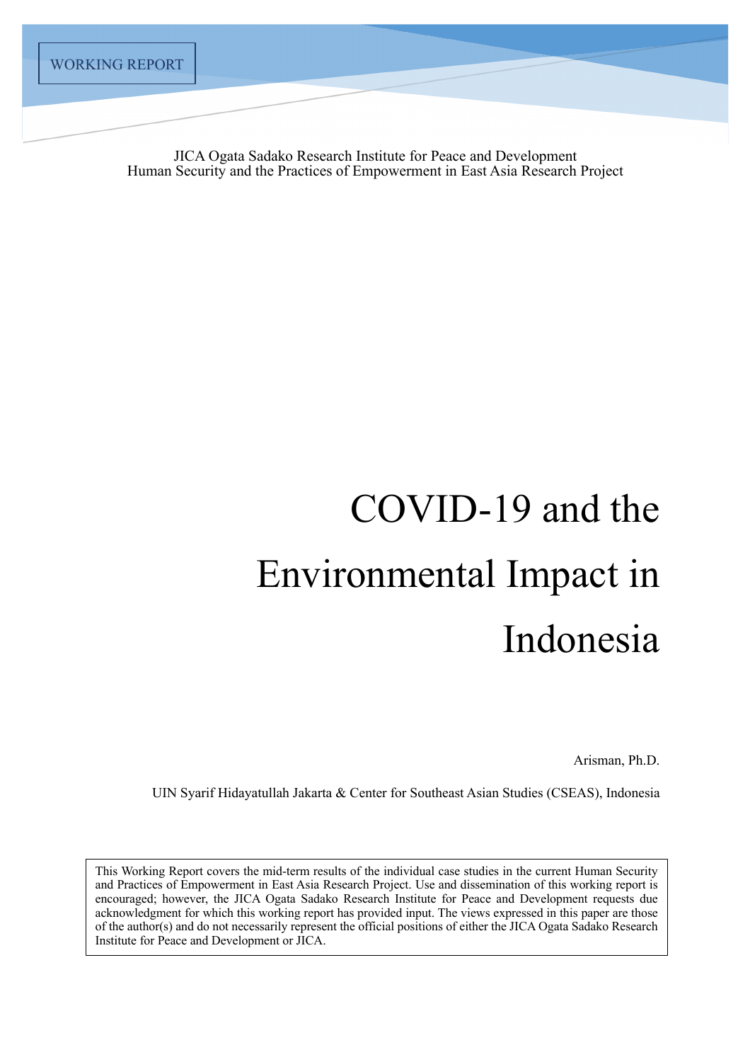WORKING REPORT

JICA Ogata Sadako Research Institute for Peace and Development
Human Security and the Practices of Empowerment in East Asia Research Project

# COVID-19 and the Environmental Impact in Indonesia

Arisman, Ph.D.

UIN Syarif Hidayatullah Jakarta & Center for Southeast Asian Studies (CSEAS), Indonesia

This Working Report covers the mid-term results of the individual case studies in the current Human Security and Practices of Empowerment in East Asia Research Project. Use and dissemination of this working report is encouraged; however, the JICA Ogata Sadako Research Institute for Peace and Development requests due acknowledgment for which this working report has provided input. The views expressed in this paper are those of the author(s) and do not necessarily represent the official positions of either the JICA Ogata Sadako Research Institute for Peace and Development or JICA.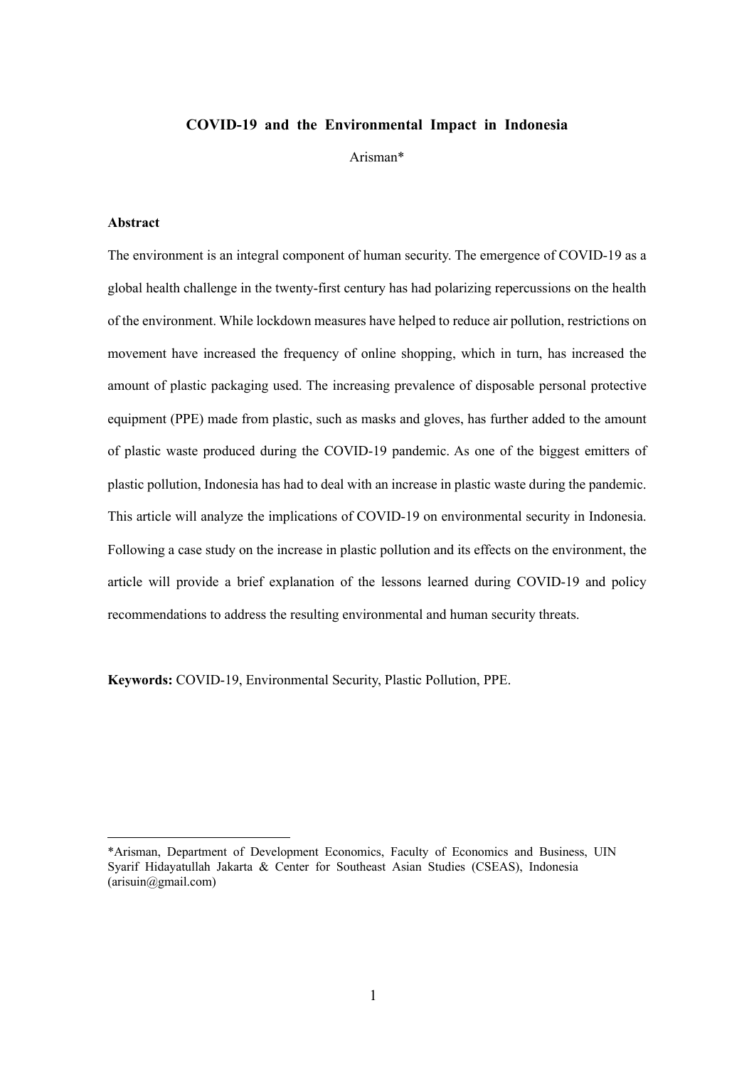# COVID-19 and the Environmental Impact in Indonesia

Arisman*

### Abstract

The environment is an integral component of human security. The emergence of COVID-19 as a global health challenge in the twenty-first century has had polarizing repercussions on the health of the environment. While lockdown measures have helped to reduce air pollution, restrictions on movement have increased the frequency of online shopping, which in turn, has increased the amount of plastic packaging used. The increasing prevalence of disposable personal protective equipment (PPE) made from plastic, such as masks and gloves, has further added to the amount of plastic waste produced during the COVID-19 pandemic. As one of the biggest emitters of plastic pollution, Indonesia has had to deal with an increase in plastic waste during the pandemic. This article will analyze the implications of COVID-19 on environmental security in Indonesia. Following a case study on the increase in plastic pollution and its effects on the environment, the article will provide a brief explanation of the lessons learned during COVID-19 and policy recommendations to address the resulting environmental and human security threats.

**Keywords:** COVID-19, Environmental Security, Plastic Pollution, PPE.

*Arisman, Department of Development Economics, Faculty of Economics and Business, UIN Syarif Hidayatullah Jakarta & Center for Southeast Asian Studies (CSEAS), Indonesia (arisuin@gmail.com)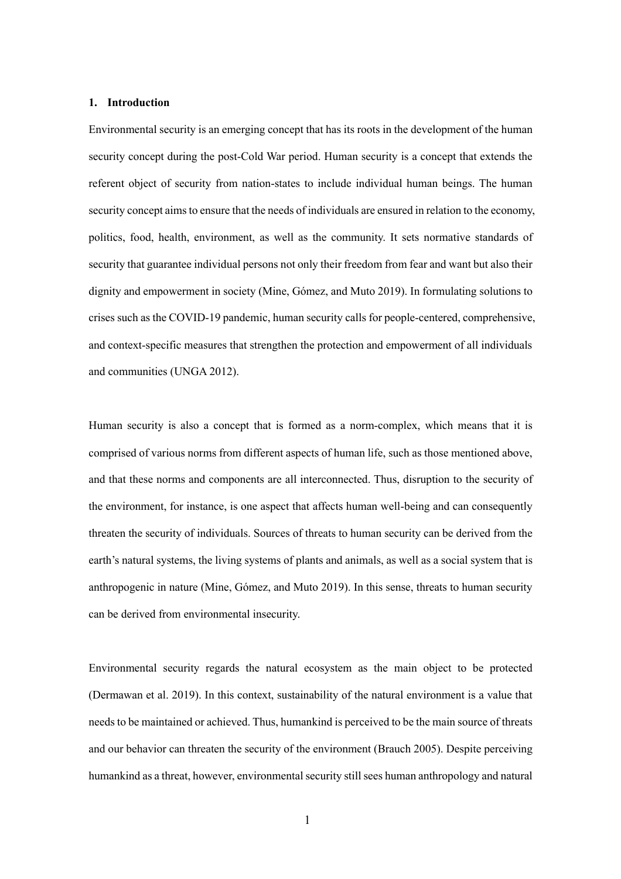## 1. Introduction

Environmental security is an emerging concept that has its roots in the development of the human security concept during the post-Cold War period. Human security is a concept that extends the referent object of security from nation-states to include individual human beings. The human security concept aims to ensure that the needs of individuals are ensured in relation to the economy, politics, food, health, environment, as well as the community. It sets normative standards of security that guarantee individual persons not only their freedom from fear and want but also their dignity and empowerment in society (Mine, Gómez, and Muto 2019). In formulating solutions to crises such as the COVID-19 pandemic, human security calls for people-centered, comprehensive, and context-specific measures that strengthen the protection and empowerment of all individuals and communities (UNGA 2012).

Human security is also a concept that is formed as a norm-complex, which means that it is comprised of various norms from different aspects of human life, such as those mentioned above, and that these norms and components are all interconnected. Thus, disruption to the security of the environment, for instance, is one aspect that affects human well-being and can consequently threaten the security of individuals. Sources of threats to human security can be derived from the earth's natural systems, the living systems of plants and animals, as well as a social system that is anthropogenic in nature (Mine, Gómez, and Muto 2019). In this sense, threats to human security can be derived from environmental insecurity.

Environmental security regards the natural ecosystem as the main object to be protected (Dermawan et al. 2019). In this context, sustainability of the natural environment is a value that needs to be maintained or achieved. Thus, humankind is perceived to be the main source of threats and our behavior can threaten the security of the environment (Brauch 2005). Despite perceiving humankind as a threat, however, environmental security still sees human anthropology and natural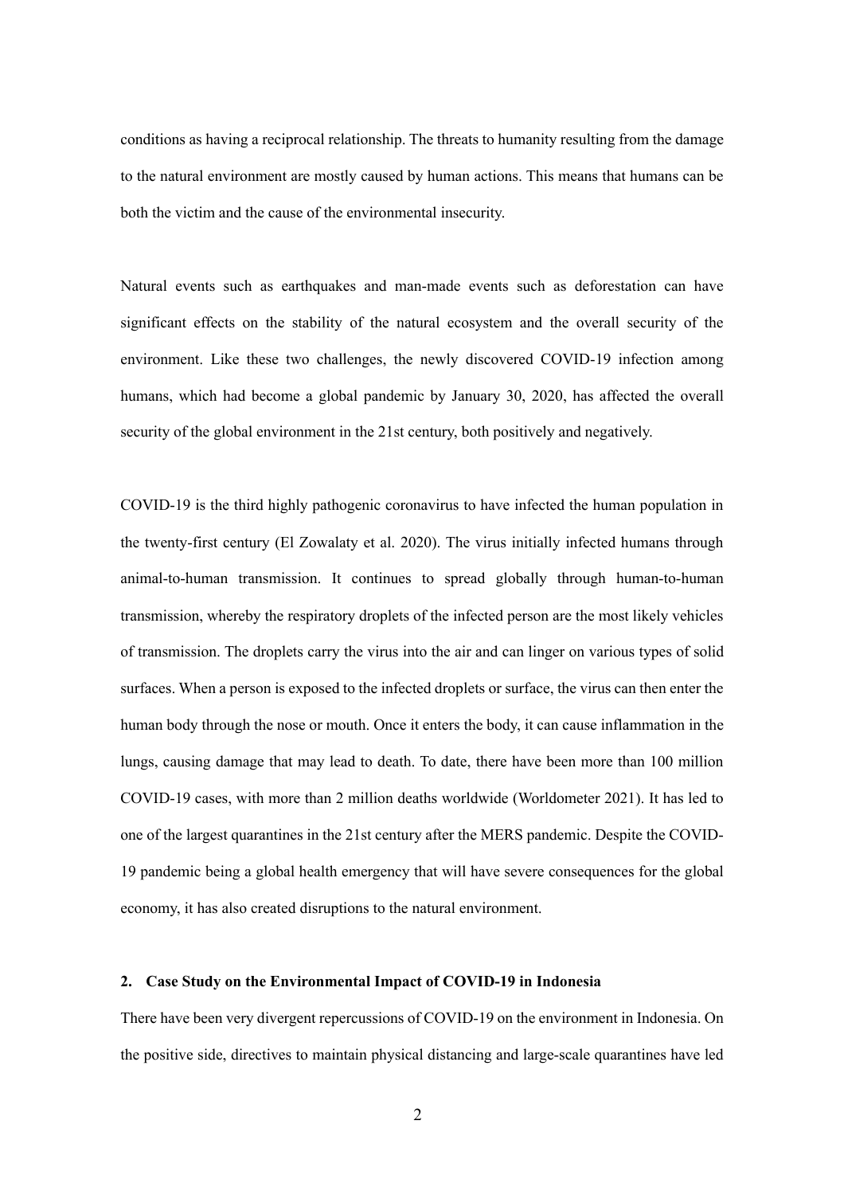conditions as having a reciprocal relationship. The threats to humanity resulting from the damage to the natural environment are mostly caused by human actions. This means that humans can be both the victim and the cause of the environmental insecurity.

Natural events such as earthquakes and man-made events such as deforestation can have significant effects on the stability of the natural ecosystem and the overall security of the environment. Like these two challenges, the newly discovered COVID-19 infection among humans, which had become a global pandemic by January 30, 2020, has affected the overall security of the global environment in the 21st century, both positively and negatively.

COVID-19 is the third highly pathogenic coronavirus to have infected the human population in the twenty-first century (El Zowalaty et al. 2020). The virus initially infected humans through animal-to-human transmission. It continues to spread globally through human-to-human transmission, whereby the respiratory droplets of the infected person are the most likely vehicles of transmission. The droplets carry the virus into the air and can linger on various types of solid surfaces. When a person is exposed to the infected droplets or surface, the virus can then enter the human body through the nose or mouth. Once it enters the body, it can cause inflammation in the lungs, causing damage that may lead to death. To date, there have been more than 100 million COVID-19 cases, with more than 2 million deaths worldwide (Worldometer 2021). It has led to one of the largest quarantines in the 21st century after the MERS pandemic. Despite the COVID-19 pandemic being a global health emergency that will have severe consequences for the global economy, it has also created disruptions to the natural environment.

## 2. Case Study on the Environmental Impact of COVID-19 in Indonesia

There have been very divergent repercussions of COVID-19 on the environment in Indonesia. On the positive side, directives to maintain physical distancing and large-scale quarantines have led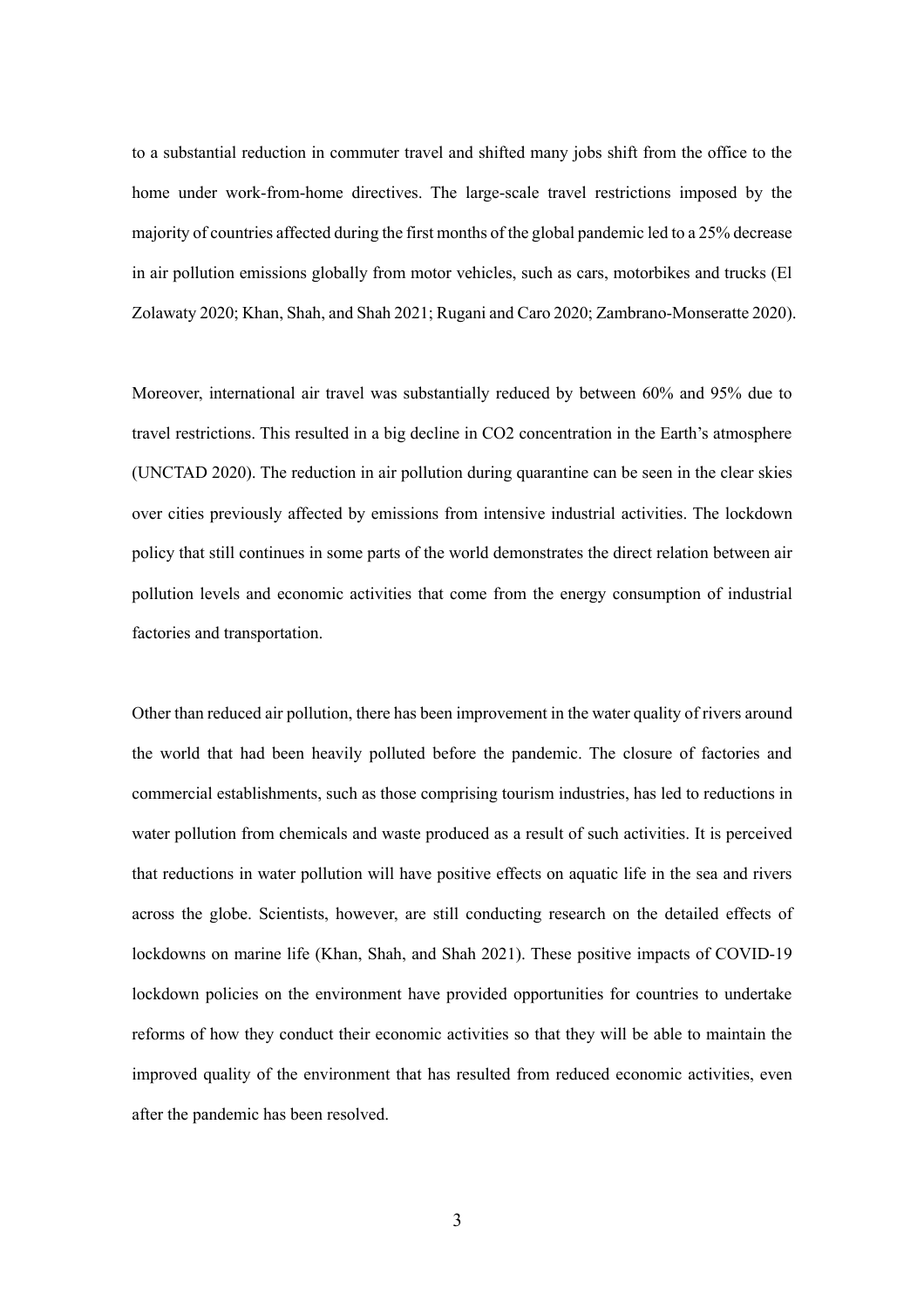to a substantial reduction in commuter travel and shifted many jobs shift from the office to the home under work-from-home directives. The large-scale travel restrictions imposed by the majority of countries affected during the first months of the global pandemic led to a 25% decrease in air pollution emissions globally from motor vehicles, such as cars, motorbikes and trucks (El Zolawaty 2020; Khan, Shah, and Shah 2021; Rugani and Caro 2020; Zambrano-Monseratte 2020).

Moreover, international air travel was substantially reduced by between 60% and 95% due to travel restrictions. This resulted in a big decline in $CO_2$ concentration in the Earth's atmosphere (UNCTAD 2020). The reduction in air pollution during quarantine can be seen in the clear skies over cities previously affected by emissions from intensive industrial activities. The lockdown policy that still continues in some parts of the world demonstrates the direct relation between air pollution levels and economic activities that come from the energy consumption of industrial factories and transportation.

Other than reduced air pollution, there has been improvement in the water quality of rivers around the world that had been heavily polluted before the pandemic. The closure of factories and commercial establishments, such as those comprising tourism industries, has led to reductions in water pollution from chemicals and waste produced as a result of such activities. It is perceived that reductions in water pollution will have positive effects on aquatic life in the sea and rivers across the globe. Scientists, however, are still conducting research on the detailed effects of lockdowns on marine life (Khan, Shah, and Shah 2021). These positive impacts of COVID-19 lockdown policies on the environment have provided opportunities for countries to undertake reforms of how they conduct their economic activities so that they will be able to maintain the improved quality of the environment that has resulted from reduced economic activities, even after the pandemic has been resolved.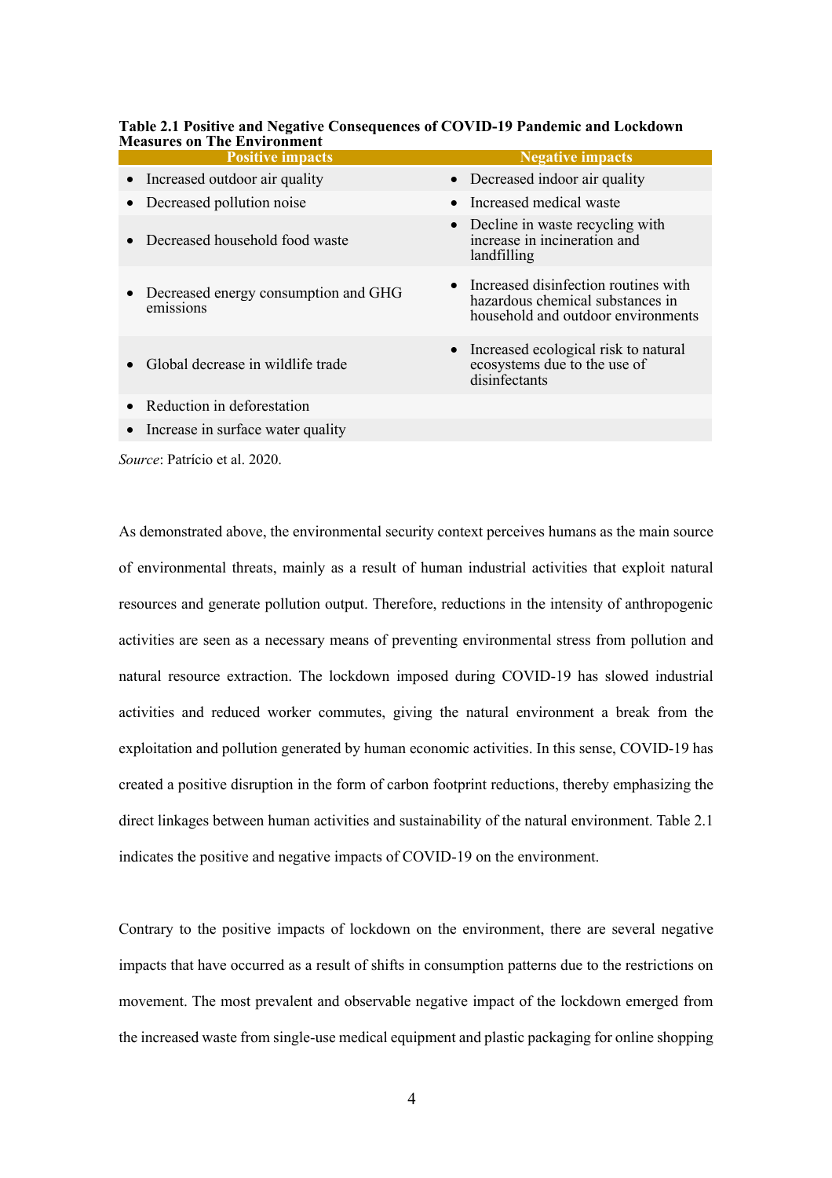**Table 2.1 Positive and Negative Consequences of COVID-19 Pandemic and Lockdown Measures on The Environment**

| Positive impacts | Negative impacts |
|---|---|
| • Increased outdoor air quality | • Decreased indoor air quality |
| • Decreased pollution noise | • Increased medical waste |
| • Decreased household food waste | • Decline in waste recycling with increase in incineration and landfilling |
| • Decreased energy consumption and GHG emissions | • Increased disinfection routines with hazardous chemical substances in household and outdoor environments |
| • Global decrease in wildlife trade | • Increased ecological risk to natural ecosystems due to the use of disinfectants |
| • Reduction in deforestation | |
| • Increase in surface water quality | |

*Source*: Patrício et al. 2020.

As demonstrated above, the environmental security context perceives humans as the main source of environmental threats, mainly as a result of human industrial activities that exploit natural resources and generate pollution output. Therefore, reductions in the intensity of anthropogenic activities are seen as a necessary means of preventing environmental stress from pollution and natural resource extraction. The lockdown imposed during COVID-19 has slowed industrial activities and reduced worker commutes, giving the natural environment a break from the exploitation and pollution generated by human economic activities. In this sense, COVID-19 has created a positive disruption in the form of carbon footprint reductions, thereby emphasizing the direct linkages between human activities and sustainability of the natural environment. Table 2.1 indicates the positive and negative impacts of COVID-19 on the environment.

Contrary to the positive impacts of lockdown on the environment, there are several negative impacts that have occurred as a result of shifts in consumption patterns due to the restrictions on movement. The most prevalent and observable negative impact of the lockdown emerged from the increased waste from single-use medical equipment and plastic packaging for online shopping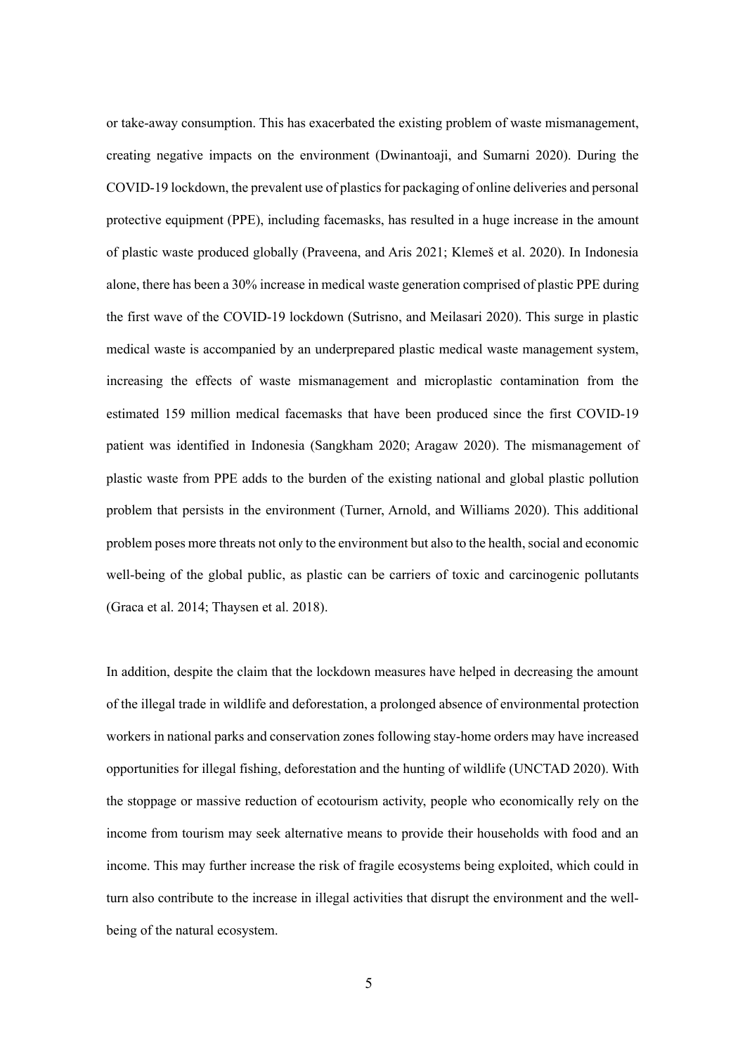or take-away consumption. This has exacerbated the existing problem of waste mismanagement, creating negative impacts on the environment (Dwinantoaji, and Sumarni 2020). During the COVID-19 lockdown, the prevalent use of plastics for packaging of online deliveries and personal protective equipment (PPE), including facemasks, has resulted in a huge increase in the amount of plastic waste produced globally (Praveena, and Aris 2021; Klemeš et al. 2020). In Indonesia alone, there has been a 30% increase in medical waste generation comprised of plastic PPE during the first wave of the COVID-19 lockdown (Sutrisno, and Meilasari 2020). This surge in plastic medical waste is accompanied by an underprepared plastic medical waste management system, increasing the effects of waste mismanagement and microplastic contamination from the estimated 159 million medical facemasks that have been produced since the first COVID-19 patient was identified in Indonesia (Sangkham 2020; Aragaw 2020). The mismanagement of plastic waste from PPE adds to the burden of the existing national and global plastic pollution problem that persists in the environment (Turner, Arnold, and Williams 2020). This additional problem poses more threats not only to the environment but also to the health, social and economic well-being of the global public, as plastic can be carriers of toxic and carcinogenic pollutants (Graca et al. 2014; Thaysen et al. 2018).

In addition, despite the claim that the lockdown measures have helped in decreasing the amount of the illegal trade in wildlife and deforestation, a prolonged absence of environmental protection workers in national parks and conservation zones following stay-home orders may have increased opportunities for illegal fishing, deforestation and the hunting of wildlife (UNCTAD 2020). With the stoppage or massive reduction of ecotourism activity, people who economically rely on the income from tourism may seek alternative means to provide their households with food and an income. This may further increase the risk of fragile ecosystems being exploited, which could in turn also contribute to the increase in illegal activities that disrupt the environment and the well-being of the natural ecosystem.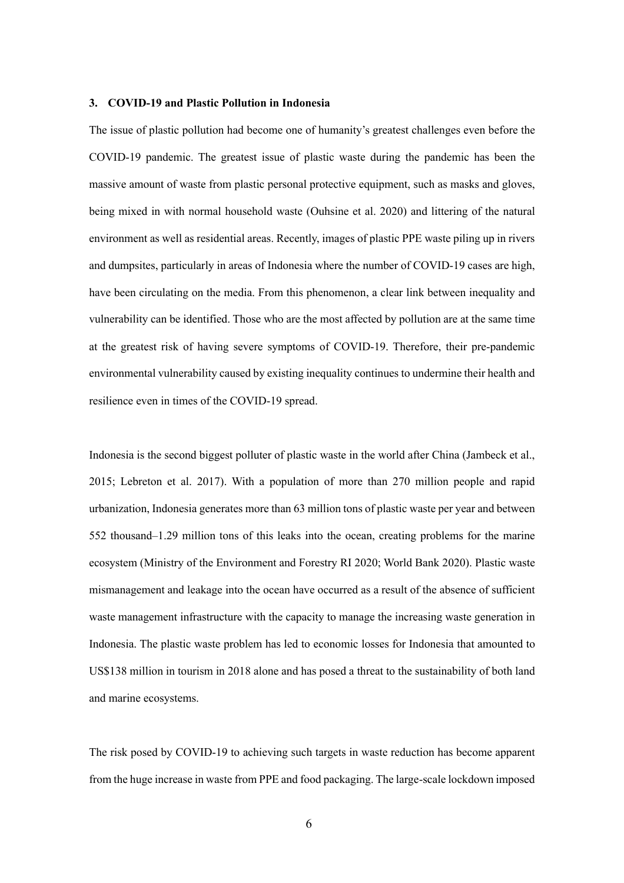## 3. COVID-19 and Plastic Pollution in Indonesia

The issue of plastic pollution had become one of humanity's greatest challenges even before the COVID-19 pandemic. The greatest issue of plastic waste during the pandemic has been the massive amount of waste from plastic personal protective equipment, such as masks and gloves, being mixed in with normal household waste (Ouhsine et al. 2020) and littering of the natural environment as well as residential areas. Recently, images of plastic PPE waste piling up in rivers and dumpsites, particularly in areas of Indonesia where the number of COVID-19 cases are high, have been circulating on the media. From this phenomenon, a clear link between inequality and vulnerability can be identified. Those who are the most affected by pollution are at the same time at the greatest risk of having severe symptoms of COVID-19. Therefore, their pre-pandemic environmental vulnerability caused by existing inequality continues to undermine their health and resilience even in times of the COVID-19 spread.

Indonesia is the second biggest polluter of plastic waste in the world after China (Jambeck et al., 2015; Lebreton et al. 2017). With a population of more than 270 million people and rapid urbanization, Indonesia generates more than 63 million tons of plastic waste per year and between 552 thousand–1.29 million tons of this leaks into the ocean, creating problems for the marine ecosystem (Ministry of the Environment and Forestry RI 2020; World Bank 2020). Plastic waste mismanagement and leakage into the ocean have occurred as a result of the absence of sufficient waste management infrastructure with the capacity to manage the increasing waste generation in Indonesia. The plastic waste problem has led to economic losses for Indonesia that amounted to US$138 million in tourism in 2018 alone and has posed a threat to the sustainability of both land and marine ecosystems.

The risk posed by COVID-19 to achieving such targets in waste reduction has become apparent from the huge increase in waste from PPE and food packaging. The large-scale lockdown imposed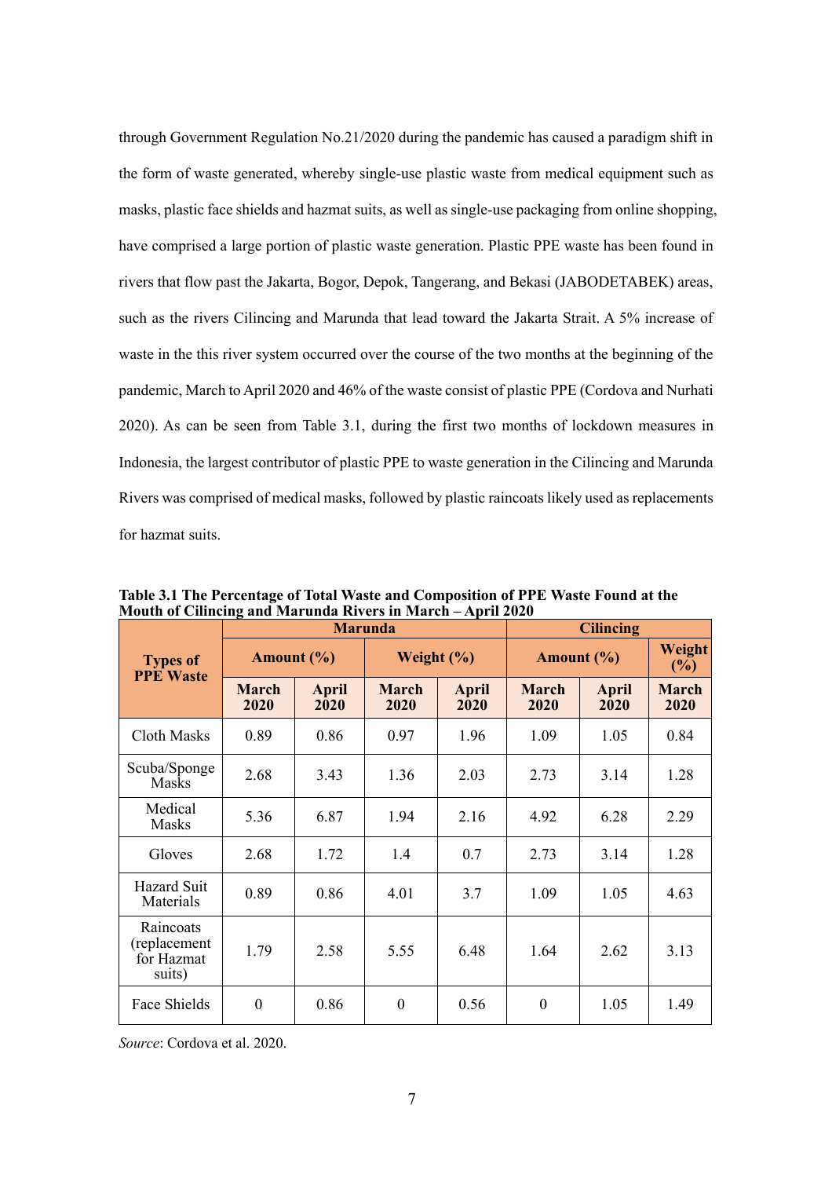through Government Regulation No.21/2020 during the pandemic has caused a paradigm shift in the form of waste generated, whereby single-use plastic waste from medical equipment such as masks, plastic face shields and hazmat suits, as well as single-use packaging from online shopping, have comprised a large portion of plastic waste generation. Plastic PPE waste has been found in rivers that flow past the Jakarta, Bogor, Depok, Tangerang, and Bekasi (JABODETABEK) areas, such as the rivers Cilincing and Marunda that lead toward the Jakarta Strait. A 5% increase of waste in the this river system occurred over the course of the two months at the beginning of the pandemic, March to April 2020 and 46% of the waste consist of plastic PPE (Cordova and Nurhati 2020). As can be seen from Table 3.1, during the first two months of lockdown measures in Indonesia, the largest contributor of plastic PPE to waste generation in the Cilincing and Marunda Rivers was comprised of medical masks, followed by plastic raincoats likely used as replacements for hazmat suits.

**Table 3.1 The Percentage of Total Waste and Composition of PPE Waste Found at the Mouth of Cilincing and Marunda Rivers in March – April 2020**

| Types of PPE Waste | Marunda | | | | Cilincing | | |
|---|---|---|---|---|---|---|---|
| | Amount (%) | | Weight (%) | | Amount (%) | | Weight (%) |
| | March 2020 | April 2020 | March 2020 | April 2020 | March 2020 | April 2020 | March 2020 |
| Cloth Masks | 0.89 | 0.86 | 0.97 | 1.96 | 1.09 | 1.05 | 0.84 |
| Scuba/Sponge Masks | 2.68 | 3.43 | 1.36 | 2.03 | 2.73 | 3.14 | 1.28 |
| Medical Masks | 5.36 | 6.87 | 1.94 | 2.16 | 4.92 | 6.28 | 2.29 |
| Gloves | 2.68 | 1.72 | 1.4 | 0.7 | 2.73 | 3.14 | 1.28 |
| Hazard Suit Materials | 0.89 | 0.86 | 4.01 | 3.7 | 1.09 | 1.05 | 4.63 |
| Raincoats (replacement for Hazmat suits) | 1.79 | 2.58 | 5.55 | 6.48 | 1.64 | 2.62 | 3.13 |
| Face Shields | 0 | 0.86 | 0 | 0.56 | 0 | 1.05 | 1.49 |

*Source*: Cordova et al. 2020.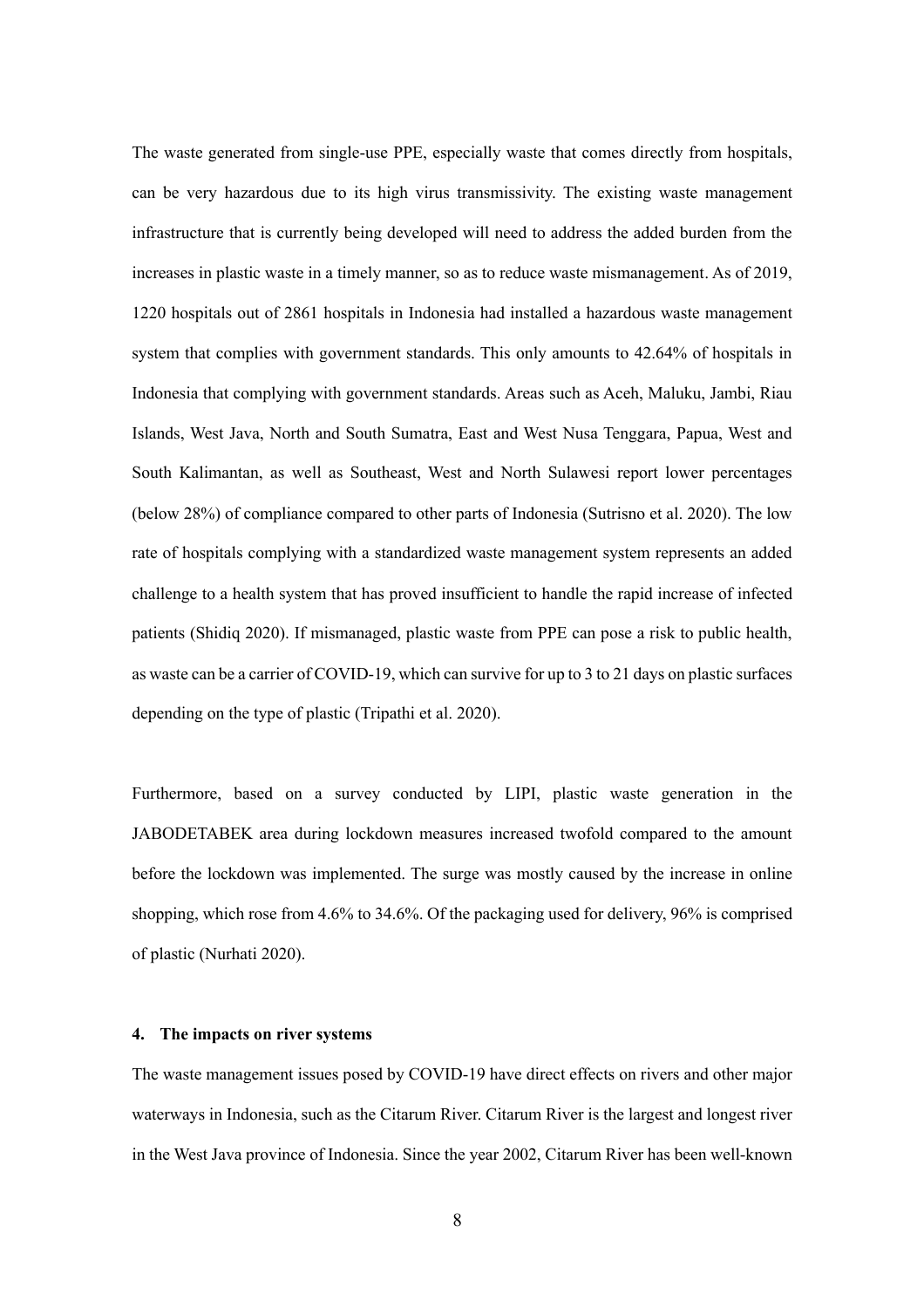The waste generated from single-use PPE, especially waste that comes directly from hospitals, can be very hazardous due to its high virus transmissivity. The existing waste management infrastructure that is currently being developed will need to address the added burden from the increases in plastic waste in a timely manner, so as to reduce waste mismanagement. As of 2019, 1220 hospitals out of 2861 hospitals in Indonesia had installed a hazardous waste management system that complies with government standards. This only amounts to 42.64% of hospitals in Indonesia that complying with government standards. Areas such as Aceh, Maluku, Jambi, Riau Islands, West Java, North and South Sumatra, East and West Nusa Tenggara, Papua, West and South Kalimantan, as well as Southeast, West and North Sulawesi report lower percentages (below 28%) of compliance compared to other parts of Indonesia (Sutrisno et al. 2020). The low rate of hospitals complying with a standardized waste management system represents an added challenge to a health system that has proved insufficient to handle the rapid increase of infected patients (Shidiq 2020). If mismanaged, plastic waste from PPE can pose a risk to public health, as waste can be a carrier of COVID-19, which can survive for up to 3 to 21 days on plastic surfaces depending on the type of plastic (Tripathi et al. 2020).

Furthermore, based on a survey conducted by LIPI, plastic waste generation in the JABODETABEK area during lockdown measures increased twofold compared to the amount before the lockdown was implemented. The surge was mostly caused by the increase in online shopping, which rose from 4.6% to 34.6%. Of the packaging used for delivery, 96% is comprised of plastic (Nurhati 2020).

## 4. The impacts on river systems

The waste management issues posed by COVID-19 have direct effects on rivers and other major waterways in Indonesia, such as the Citarum River. Citarum River is the largest and longest river in the West Java province of Indonesia. Since the year 2002, Citarum River has been well-known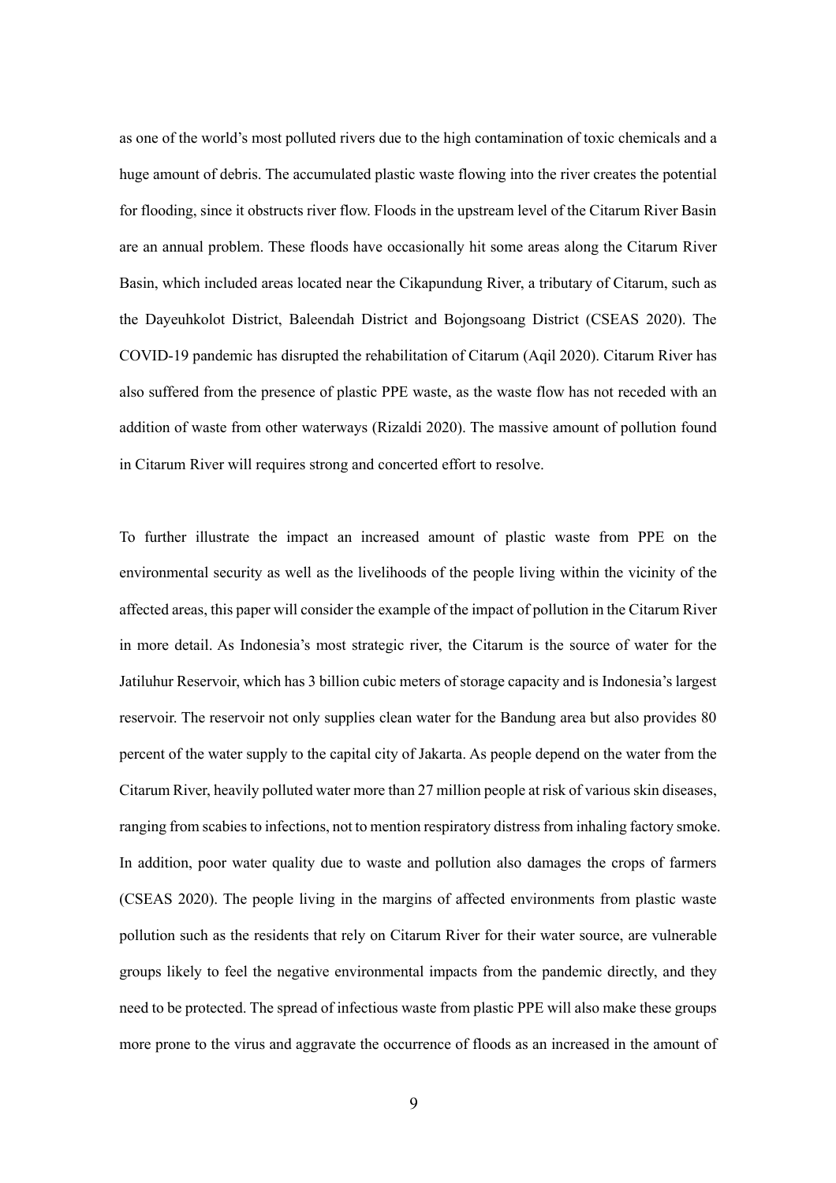as one of the world's most polluted rivers due to the high contamination of toxic chemicals and a huge amount of debris. The accumulated plastic waste flowing into the river creates the potential for flooding, since it obstructs river flow. Floods in the upstream level of the Citarum River Basin are an annual problem. These floods have occasionally hit some areas along the Citarum River Basin, which included areas located near the Cikapundung River, a tributary of Citarum, such as the Dayeuhkolot District, Baleendah District and Bojongsoang District (CSEAS 2020). The COVID-19 pandemic has disrupted the rehabilitation of Citarum (Aqil 2020). Citarum River has also suffered from the presence of plastic PPE waste, as the waste flow has not receded with an addition of waste from other waterways (Rizaldi 2020). The massive amount of pollution found in Citarum River will requires strong and concerted effort to resolve.

To further illustrate the impact an increased amount of plastic waste from PPE on the environmental security as well as the livelihoods of the people living within the vicinity of the affected areas, this paper will consider the example of the impact of pollution in the Citarum River in more detail. As Indonesia's most strategic river, the Citarum is the source of water for the Jatiluhur Reservoir, which has 3 billion cubic meters of storage capacity and is Indonesia's largest reservoir. The reservoir not only supplies clean water for the Bandung area but also provides 80 percent of the water supply to the capital city of Jakarta. As people depend on the water from the Citarum River, heavily polluted water more than 27 million people at risk of various skin diseases, ranging from scabies to infections, not to mention respiratory distress from inhaling factory smoke. In addition, poor water quality due to waste and pollution also damages the crops of farmers (CSEAS 2020). The people living in the margins of affected environments from plastic waste pollution such as the residents that rely on Citarum River for their water source, are vulnerable groups likely to feel the negative environmental impacts from the pandemic directly, and they need to be protected. The spread of infectious waste from plastic PPE will also make these groups more prone to the virus and aggravate the occurrence of floods as an increased in the amount of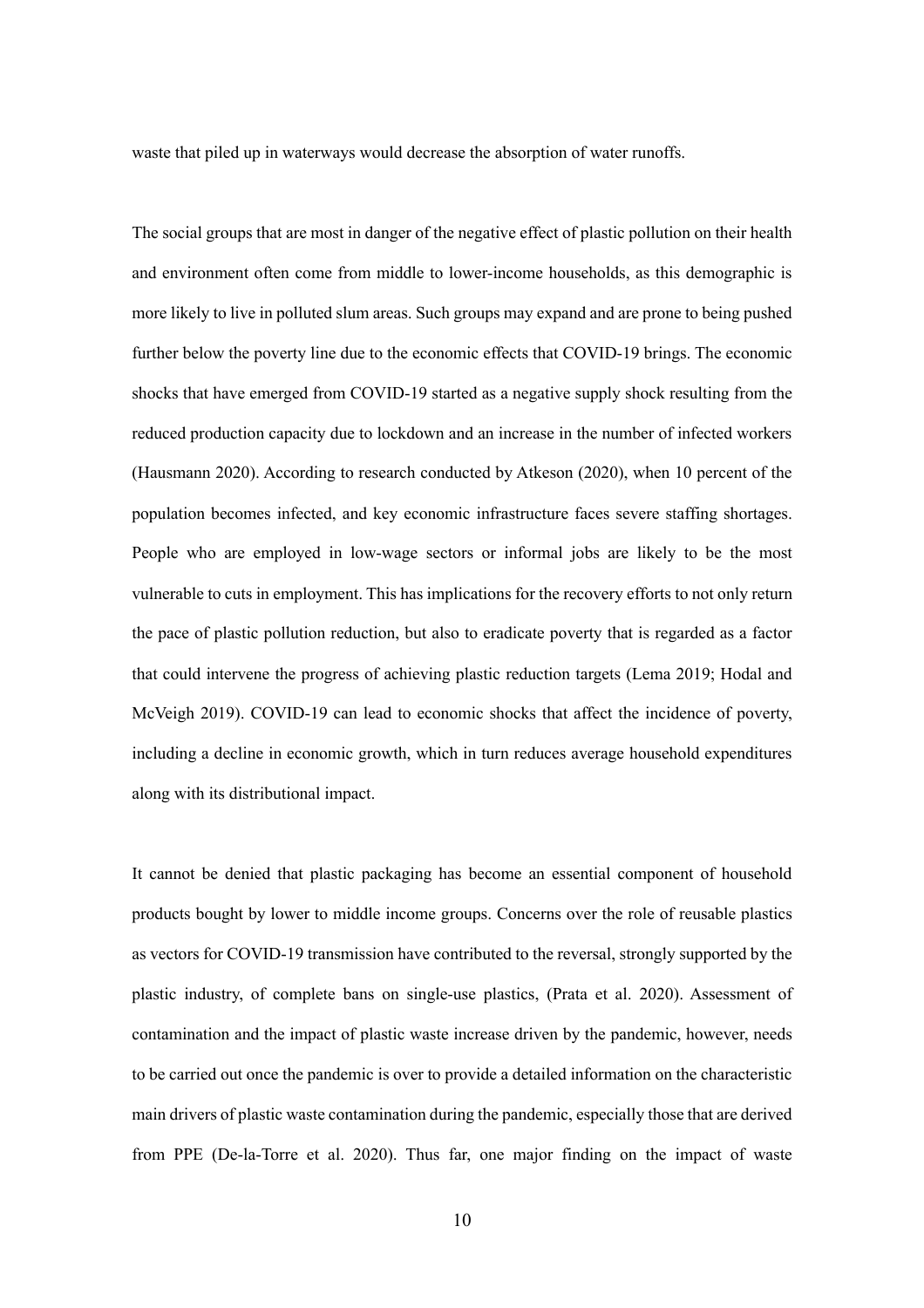waste that piled up in waterways would decrease the absorption of water runoffs.

The social groups that are most in danger of the negative effect of plastic pollution on their health and environment often come from middle to lower-income households, as this demographic is more likely to live in polluted slum areas. Such groups may expand and are prone to being pushed further below the poverty line due to the economic effects that COVID-19 brings. The economic shocks that have emerged from COVID-19 started as a negative supply shock resulting from the reduced production capacity due to lockdown and an increase in the number of infected workers (Hausmann 2020). According to research conducted by Atkeson (2020), when 10 percent of the population becomes infected, and key economic infrastructure faces severe staffing shortages. People who are employed in low-wage sectors or informal jobs are likely to be the most vulnerable to cuts in employment. This has implications for the recovery efforts to not only return the pace of plastic pollution reduction, but also to eradicate poverty that is regarded as a factor that could intervene the progress of achieving plastic reduction targets (Lema 2019; Hodal and McVeigh 2019). COVID-19 can lead to economic shocks that affect the incidence of poverty, including a decline in economic growth, which in turn reduces average household expenditures along with its distributional impact.

It cannot be denied that plastic packaging has become an essential component of household products bought by lower to middle income groups. Concerns over the role of reusable plastics as vectors for COVID-19 transmission have contributed to the reversal, strongly supported by the plastic industry, of complete bans on single-use plastics, (Prata et al. 2020). Assessment of contamination and the impact of plastic waste increase driven by the pandemic, however, needs to be carried out once the pandemic is over to provide a detailed information on the characteristic main drivers of plastic waste contamination during the pandemic, especially those that are derived from PPE (De-la-Torre et al. 2020). Thus far, one major finding on the impact of waste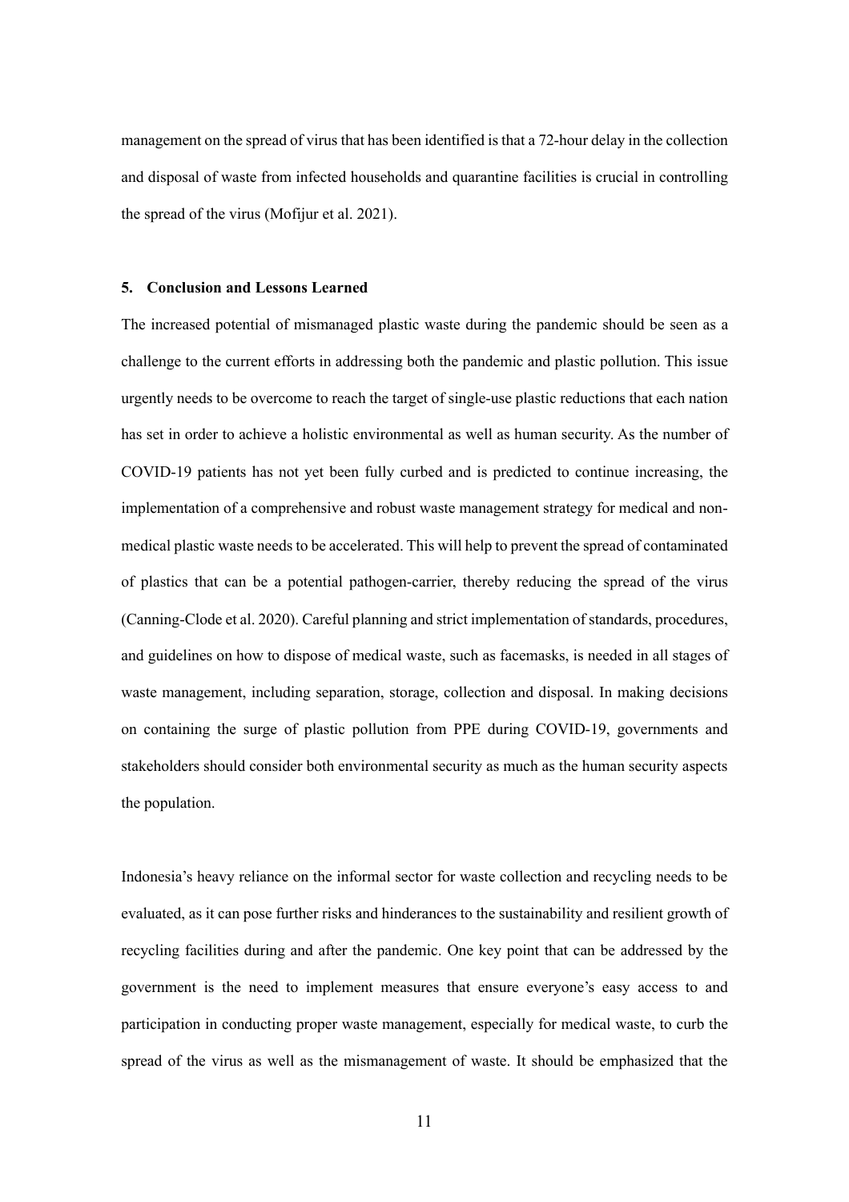management on the spread of virus that has been identified is that a 72-hour delay in the collection and disposal of waste from infected households and quarantine facilities is crucial in controlling the spread of the virus (Mofijur et al. 2021).

## 5. Conclusion and Lessons Learned

The increased potential of mismanaged plastic waste during the pandemic should be seen as a challenge to the current efforts in addressing both the pandemic and plastic pollution. This issue urgently needs to be overcome to reach the target of single-use plastic reductions that each nation has set in order to achieve a holistic environmental as well as human security. As the number of COVID-19 patients has not yet been fully curbed and is predicted to continue increasing, the implementation of a comprehensive and robust waste management strategy for medical and non-medical plastic waste needs to be accelerated. This will help to prevent the spread of contaminated of plastics that can be a potential pathogen-carrier, thereby reducing the spread of the virus (Canning-Clode et al. 2020). Careful planning and strict implementation of standards, procedures, and guidelines on how to dispose of medical waste, such as facemasks, is needed in all stages of waste management, including separation, storage, collection and disposal. In making decisions on containing the surge of plastic pollution from PPE during COVID-19, governments and stakeholders should consider both environmental security as much as the human security aspects the population.

Indonesia's heavy reliance on the informal sector for waste collection and recycling needs to be evaluated, as it can pose further risks and hinderances to the sustainability and resilient growth of recycling facilities during and after the pandemic. One key point that can be addressed by the government is the need to implement measures that ensure everyone's easy access to and participation in conducting proper waste management, especially for medical waste, to curb the spread of the virus as well as the mismanagement of waste. It should be emphasized that the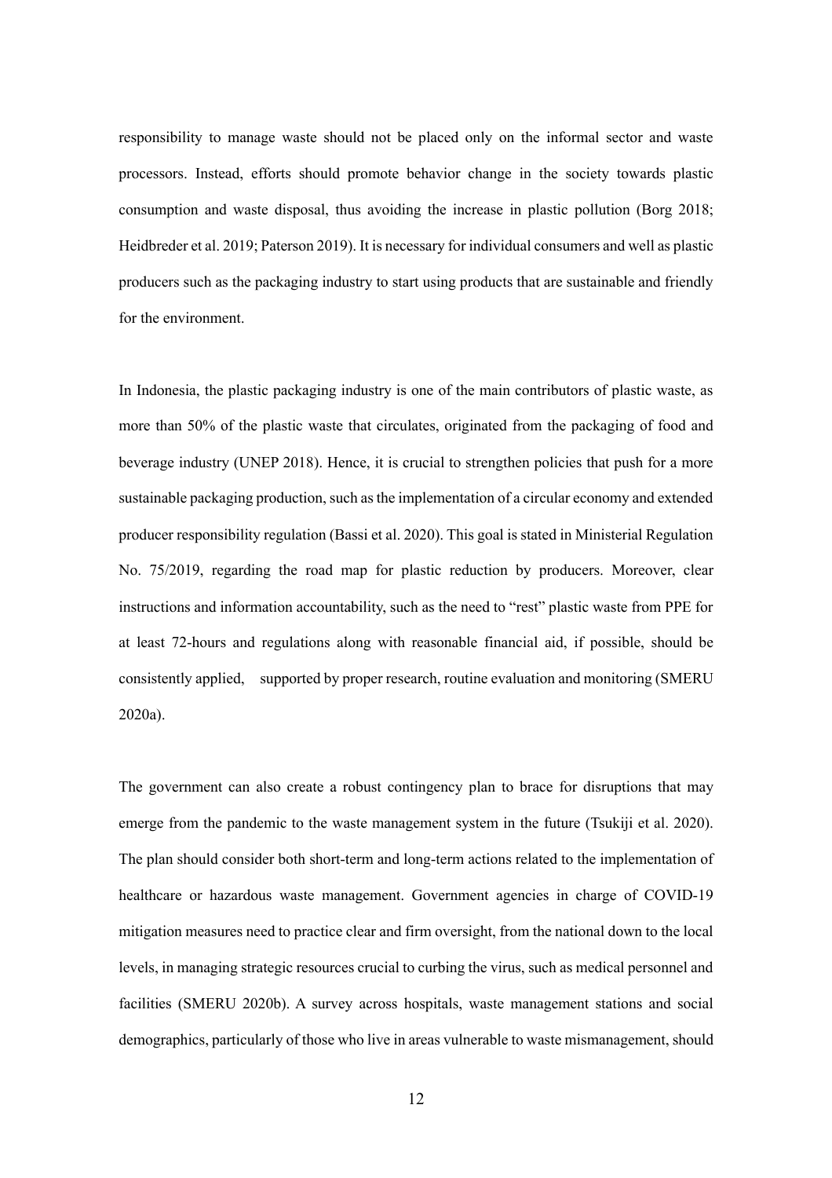responsibility to manage waste should not be placed only on the informal sector and waste processors. Instead, efforts should promote behavior change in the society towards plastic consumption and waste disposal, thus avoiding the increase in plastic pollution (Borg 2018; Heidbreder et al. 2019; Paterson 2019). It is necessary for individual consumers and well as plastic producers such as the packaging industry to start using products that are sustainable and friendly for the environment.

In Indonesia, the plastic packaging industry is one of the main contributors of plastic waste, as more than 50% of the plastic waste that circulates, originated from the packaging of food and beverage industry (UNEP 2018). Hence, it is crucial to strengthen policies that push for a more sustainable packaging production, such as the implementation of a circular economy and extended producer responsibility regulation (Bassi et al. 2020). This goal is stated in Ministerial Regulation No. 75/2019, regarding the road map for plastic reduction by producers. Moreover, clear instructions and information accountability, such as the need to "rest" plastic waste from PPE for at least 72-hours and regulations along with reasonable financial aid, if possible, should be consistently applied, supported by proper research, routine evaluation and monitoring (SMERU 2020a).

The government can also create a robust contingency plan to brace for disruptions that may emerge from the pandemic to the waste management system in the future (Tsukiji et al. 2020). The plan should consider both short-term and long-term actions related to the implementation of healthcare or hazardous waste management. Government agencies in charge of COVID-19 mitigation measures need to practice clear and firm oversight, from the national down to the local levels, in managing strategic resources crucial to curbing the virus, such as medical personnel and facilities (SMERU 2020b). A survey across hospitals, waste management stations and social demographics, particularly of those who live in areas vulnerable to waste mismanagement, should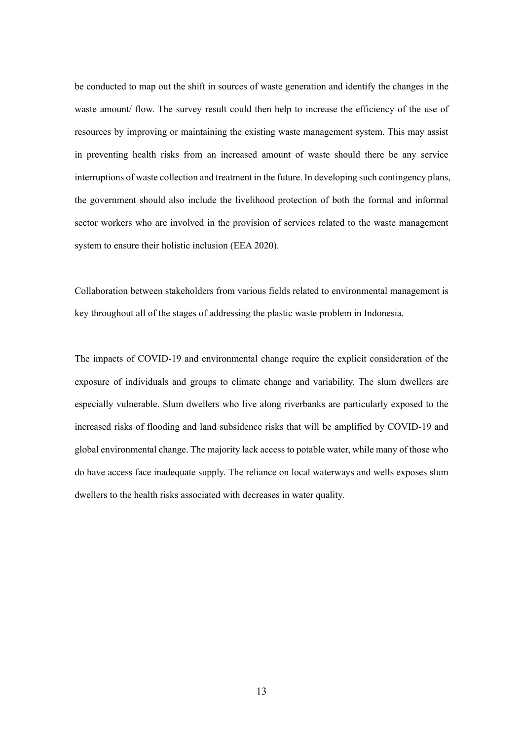be conducted to map out the shift in sources of waste generation and identify the changes in the waste amount/ flow. The survey result could then help to increase the efficiency of the use of resources by improving or maintaining the existing waste management system. This may assist in preventing health risks from an increased amount of waste should there be any service interruptions of waste collection and treatment in the future. In developing such contingency plans, the government should also include the livelihood protection of both the formal and informal sector workers who are involved in the provision of services related to the waste management system to ensure their holistic inclusion (EEA 2020).

Collaboration between stakeholders from various fields related to environmental management is key throughout all of the stages of addressing the plastic waste problem in Indonesia.

The impacts of COVID-19 and environmental change require the explicit consideration of the exposure of individuals and groups to climate change and variability. The slum dwellers are especially vulnerable. Slum dwellers who live along riverbanks are particularly exposed to the increased risks of flooding and land subsidence risks that will be amplified by COVID-19 and global environmental change. The majority lack access to potable water, while many of those who do have access face inadequate supply. The reliance on local waterways and wells exposes slum dwellers to the health risks associated with decreases in water quality.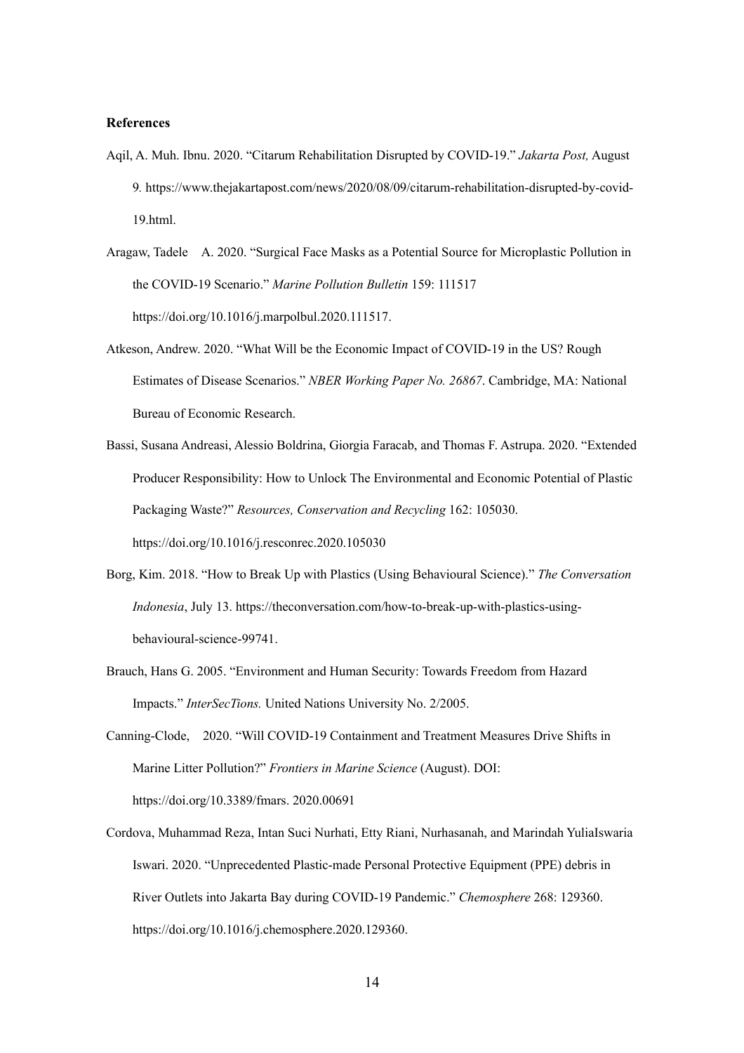**References**

Aqil, A. Muh. Ibnu. 2020. "Citarum Rehabilitation Disrupted by COVID-19." *Jakarta Post,* August 9*.* https://www.thejakartapost.com/news/2020/08/09/citarum-rehabilitation-disrupted-by-covid-19.html.

Aragaw, Tadele A. 2020. "Surgical Face Masks as a Potential Source for Microplastic Pollution in the COVID-19 Scenario." *Marine Pollution Bulletin* 159: 111517 https://doi.org/10.1016/j.marpolbul.2020.111517.

Atkeson, Andrew. 2020. "What Will be the Economic Impact of COVID-19 in the US? Rough Estimates of Disease Scenarios." *NBER Working Paper No. 26867*. Cambridge, MA: National Bureau of Economic Research.

Bassi, Susana Andreasi, Alessio Boldrina, Giorgia Faracab, and Thomas F. Astrupa. 2020. "Extended Producer Responsibility: How to Unlock The Environmental and Economic Potential of Plastic Packaging Waste?" *Resources, Conservation and Recycling* 162: 105030. https://doi.org/10.1016/j.resconrec.2020.105030

Borg, Kim. 2018. "How to Break Up with Plastics (Using Behavioural Science)." *The Conversation Indonesia*, July 13. https://theconversation.com/how-to-break-up-with-plastics-using-behavioural-science-99741.

Brauch, Hans G. 2005. "Environment and Human Security: Towards Freedom from Hazard Impacts." *InterSecTions.* United Nations University No. 2/2005.

Canning-Clode, 2020. "Will COVID-19 Containment and Treatment Measures Drive Shifts in Marine Litter Pollution?" *Frontiers in Marine Science* (August). DOI: https://doi.org/10.3389/fmars. 2020.00691

Cordova, Muhammad Reza, Intan Suci Nurhati, Etty Riani, Nurhasanah, and Marindah YuliaIswaria Iswari. 2020. "Unprecedented Plastic-made Personal Protective Equipment (PPE) debris in River Outlets into Jakarta Bay during COVID-19 Pandemic." *Chemosphere* 268: 129360. https://doi.org/10.1016/j.chemosphere.2020.129360.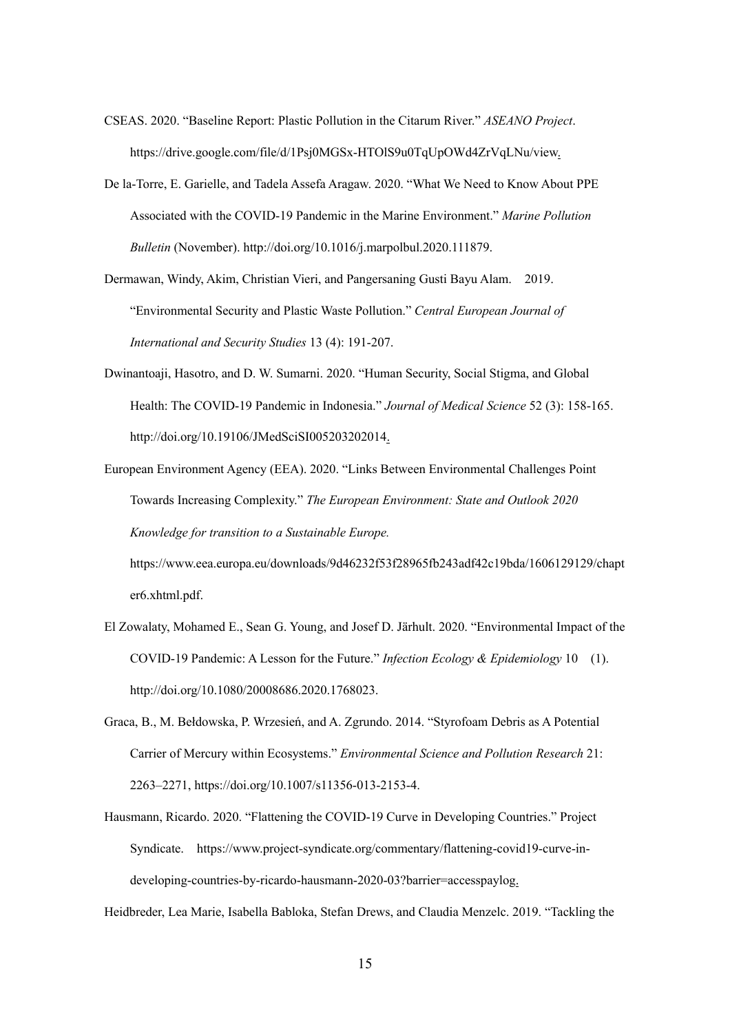CSEAS. 2020. “Baseline Report: Plastic Pollution in the Citarum River.” *ASEANO Project*. https://drive.google.com/file/d/1Psj0MGSx-HTOlS9u0TqUpOWd4ZrVqLNu/view.

De la-Torre, E. Garielle, and Tadela Assefa Aragaw. 2020. “What We Need to Know About PPE Associated with the COVID-19 Pandemic in the Marine Environment.” *Marine Pollution Bulletin* (November). http://doi.org/10.1016/j.marpolbul.2020.111879.

Dermawan, Windy, Akim, Christian Vieri, and Pangersaning Gusti Bayu Alam. 2019. “Environmental Security and Plastic Waste Pollution.” *Central European Journal of International and Security Studies* 13 (4): 191-207.

Dwinantoaji, Hasotro, and D. W. Sumarni. 2020. “Human Security, Social Stigma, and Global Health: The COVID-19 Pandemic in Indonesia.” *Journal of Medical Science* 52 (3): 158-165. http://doi.org/10.19106/JMedSciSI005203202014.

European Environment Agency (EEA). 2020. “Links Between Environmental Challenges Point Towards Increasing Complexity.” *The European Environment: State and Outlook 2020 Knowledge for transition to a Sustainable Europe.* https://www.eea.europa.eu/downloads/9d46232f53f28965fb243adf42c19bda/1606129129/chapter6.xhtml.pdf.

El Zowalaty, Mohamed E., Sean G. Young, and Josef D. Järhult. 2020. “Environmental Impact of the COVID-19 Pandemic: A Lesson for the Future.” *Infection Ecology & Epidemiology* 10 (1). http://doi.org/10.1080/20008686.2020.1768023.

Graca, B., M. Bełdowska, P. Wrzesień, and A. Zgrundo. 2014. “Styrofoam Debris as A Potential Carrier of Mercury within Ecosystems.” *Environmental Science and Pollution Research* 21: 2263–2271, https://doi.org/10.1007/s11356-013-2153-4.

Hausmann, Ricardo. 2020. “Flattening the COVID-19 Curve in Developing Countries.” Project Syndicate. https://www.project-syndicate.org/commentary/flattening-covid19-curve-in-developing-countries-by-ricardo-hausmann-2020-03?barrier=accesspaylog.

Heidbreder, Lea Marie, Isabella Babloka, Stefan Drews, and Claudia Menzelc. 2019. “Tackling the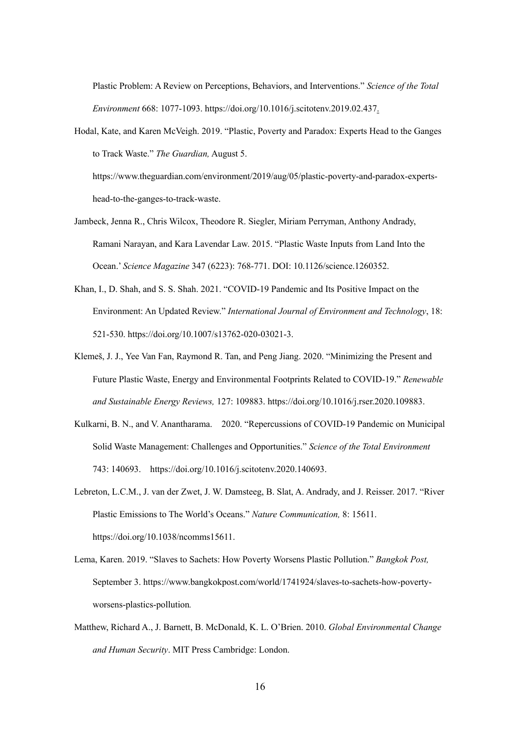Plastic Problem: A Review on Perceptions, Behaviors, and Interventions." *Science of the Total Environment* 668: 1077-1093. https://doi.org/10.1016/j.scitotenv.2019.02.437.

Hodal, Kate, and Karen McVeigh. 2019. "Plastic, Poverty and Paradox: Experts Head to the Ganges to Track Waste." *The Guardian,* August 5. https://www.theguardian.com/environment/2019/aug/05/plastic-poverty-and-paradox-experts-head-to-the-ganges-to-track-waste.

Jambeck, Jenna R., Chris Wilcox, Theodore R. Siegler, Miriam Perryman, Anthony Andrady, Ramani Narayan, and Kara Lavendar Law. 2015. "Plastic Waste Inputs from Land Into the Ocean.' *Science Magazine* 347 (6223): 768-771. DOI: 10.1126/science.1260352.

Khan, I., D. Shah, and S. S. Shah. 2021. "COVID-19 Pandemic and Its Positive Impact on the Environment: An Updated Review." *International Journal of Environment and Technology*, 18: 521-530. https://doi.org/10.1007/s13762-020-03021-3.

Klemeš, J. J., Yee Van Fan, Raymond R. Tan, and Peng Jiang. 2020. "Minimizing the Present and Future Plastic Waste, Energy and Environmental Footprints Related to COVID-19." *Renewable and Sustainable Energy Reviews,* 127: 109883. https://doi.org/10.1016/j.rser.2020.109883.

Kulkarni, B. N., and V. Anantharama. 2020. "Repercussions of COVID-19 Pandemic on Municipal Solid Waste Management: Challenges and Opportunities." *Science of the Total Environment* 743: 140693. https://doi.org/10.1016/j.scitotenv.2020.140693.

Lebreton, L.C.M., J. van der Zwet, J. W. Damsteeg, B. Slat, A. Andrady, and J. Reisser. 2017. "River Plastic Emissions to The World's Oceans." *Nature Communication,* 8: 15611. https://doi.org/10.1038/ncomms15611.

Lema, Karen. 2019. "Slaves to Sachets: How Poverty Worsens Plastic Pollution." *Bangkok Post,* September 3. https://www.bangkokpost.com/world/1741924/slaves-to-sachets-how-poverty-worsens-plastics-pollution.

Matthew, Richard A., J. Barnett, B. McDonald, K. L. O'Brien. 2010. *Global Environmental Change and Human Security*. MIT Press Cambridge: London.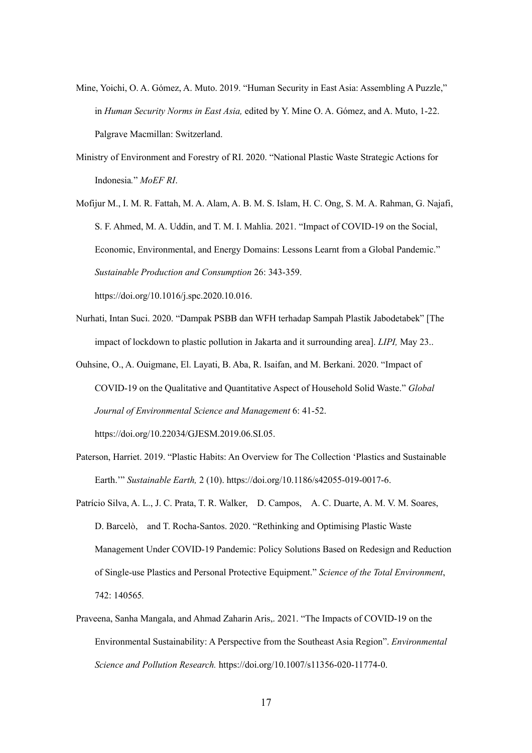Mine, Yoichi, O. A. Gómez, A. Muto. 2019. "Human Security in East Asia: Assembling A Puzzle," in *Human Security Norms in East Asia,* edited by Y. Mine O. A. Gómez, and A. Muto, 1-22. Palgrave Macmillan: Switzerland.

Ministry of Environment and Forestry of RI. 2020. "National Plastic Waste Strategic Actions for Indonesia*.*" *MoEF RI*.

Mofijur M., I. M. R. Fattah, M. A. Alam, A. B. M. S. Islam, H. C. Ong, S. M. A. Rahman, G. Najafi, S. F. Ahmed, M. A. Uddin, and T. M. I. Mahlia. 2021. "Impact of COVID-19 on the Social, Economic, Environmental, and Energy Domains: Lessons Learnt from a Global Pandemic." *Sustainable Production and Consumption* 26: 343-359. https://doi.org/10.1016/j.spc.2020.10.016.

Nurhati, Intan Suci. 2020. "Dampak PSBB dan WFH terhadap Sampah Plastik Jabodetabek" [The impact of lockdown to plastic pollution in Jakarta and it surrounding area]. *LIPI,* May 23..

Ouhsine, O., A. Ouigmane, El. Layati, B. Aba, R. Isaifan, and M. Berkani. 2020. "Impact of COVID-19 on the Qualitative and Quantitative Aspect of Household Solid Waste." *Global Journal of Environmental Science and Management* 6: 41-52. https://doi.org/10.22034/GJESM.2019.06.SI.05.

Paterson, Harriet. 2019. "Plastic Habits: An Overview for The Collection 'Plastics and Sustainable Earth.'" *Sustainable Earth,* 2 (10). https://doi.org/10.1186/s42055-019-0017-6.

Patrício Silva, A. L., J. C. Prata, T. R. Walker, D. Campos, A. C. Duarte, A. M. V. M. Soares, D. Barcelò, and T. Rocha-Santos. 2020. "Rethinking and Optimising Plastic Waste Management Under COVID-19 Pandemic: Policy Solutions Based on Redesign and Reduction of Single-use Plastics and Personal Protective Equipment." *Science of the Total Environment*, 742: 140565*.*

Praveena, Sanha Mangala, and Ahmad Zaharin Aris,. 2021. "The Impacts of COVID-19 on the Environmental Sustainability: A Perspective from the Southeast Asia Region". *Environmental Science and Pollution Research.* https://doi.org/10.1007/s11356-020-11774-0.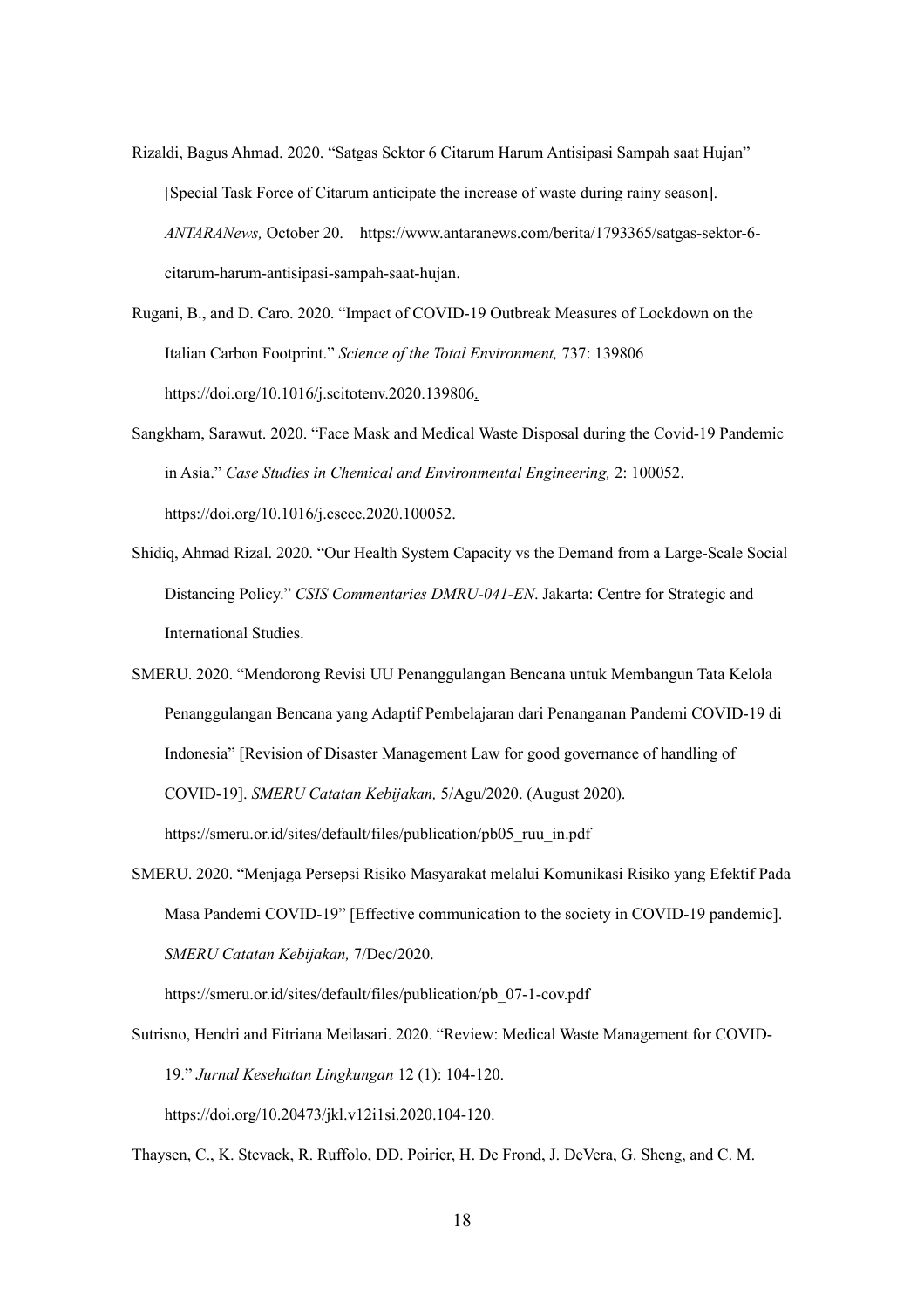Rizaldi, Bagus Ahmad. 2020. "Satgas Sektor 6 Citarum Harum Antisipasi Sampah saat Hujan" [Special Task Force of Citarum anticipate the increase of waste during rainy season]. *ANTARANews,* October 20. https://www.antaranews.com/berita/1793365/satgas-sektor-6-citarum-harum-antisipasi-sampah-saat-hujan.

Rugani, B., and D. Caro. 2020. "Impact of COVID-19 Outbreak Measures of Lockdown on the Italian Carbon Footprint." *Science of the Total Environment,* 737: 139806 https://doi.org/10.1016/j.scitotenv.2020.139806.

Sangkham, Sarawut. 2020. "Face Mask and Medical Waste Disposal during the Covid-19 Pandemic in Asia." *Case Studies in Chemical and Environmental Engineering,* 2: 100052. https://doi.org/10.1016/j.cscee.2020.100052.

Shidiq, Ahmad Rizal. 2020. "Our Health System Capacity vs the Demand from a Large-Scale Social Distancing Policy." *CSIS Commentaries DMRU-041-EN*. Jakarta: Centre for Strategic and International Studies.

SMERU. 2020. "Mendorong Revisi UU Penanggulangan Bencana untuk Membangun Tata Kelola Penanggulangan Bencana yang Adaptif Pembelajaran dari Penanganan Pandemi COVID-19 di Indonesia" [Revision of Disaster Management Law for good governance of handling of COVID-19]. *SMERU Catatan Kebijakan,* 5/Agu/2020. (August 2020). https://smeru.or.id/sites/default/files/publication/pb05_ruu_in.pdf

SMERU. 2020. "Menjaga Persepsi Risiko Masyarakat melalui Komunikasi Risiko yang Efektif Pada Masa Pandemi COVID-19" [Effective communication to the society in COVID-19 pandemic]. *SMERU Catatan Kebijakan,* 7/Dec/2020.

https://smeru.or.id/sites/default/files/publication/pb_07-1-cov.pdf

Sutrisno, Hendri and Fitriana Meilasari. 2020. "Review: Medical Waste Management for COVID-19." *Jurnal Kesehatan Lingkungan* 12 (1): 104-120.

https://doi.org/10.20473/jkl.v12i1si.2020.104-120.

Thaysen, C., K. Stevack, R. Ruffolo, DD. Poirier, H. De Frond, J. DeVera, G. Sheng, and C. M.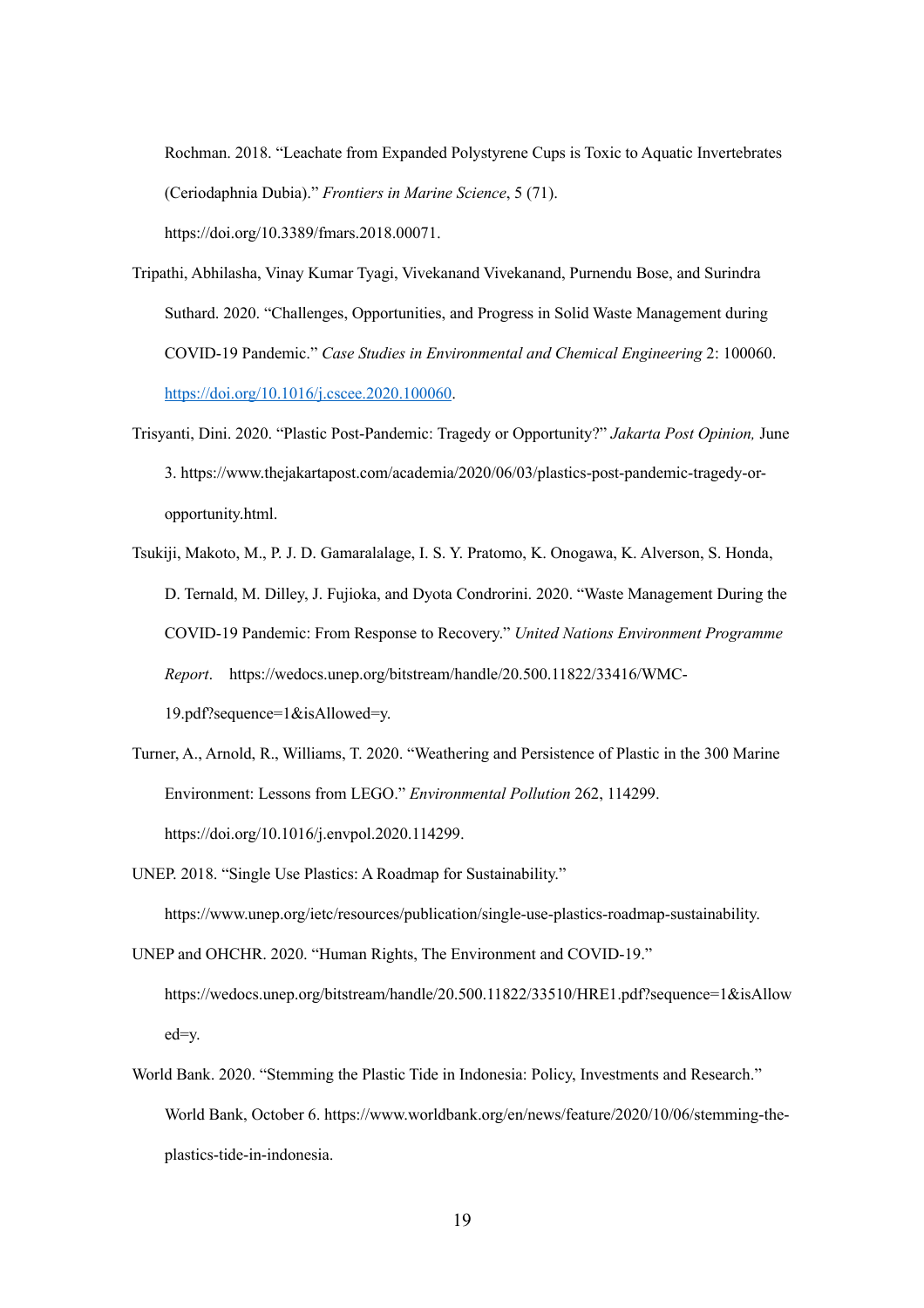Rochman. 2018. "Leachate from Expanded Polystyrene Cups is Toxic to Aquatic Invertebrates (Ceriodaphnia Dubia)." *Frontiers in Marine Science*, 5 (71). https://doi.org/10.3389/fmars.2018.00071.

Tripathi, Abhilasha, Vinay Kumar Tyagi, Vivekanand Vivekanand, Purnendu Bose, and Surindra Suthard. 2020. "Challenges, Opportunities, and Progress in Solid Waste Management during COVID-19 Pandemic." *Case Studies in Environmental and Chemical Engineering* 2: 100060. https://doi.org/10.1016/j.cscee.2020.100060.

Trisyanti, Dini. 2020. "Plastic Post-Pandemic: Tragedy or Opportunity?" *Jakarta Post Opinion,* June 3. https://www.thejakartapost.com/academia/2020/06/03/plastics-post-pandemic-tragedy-or-opportunity.html.

Tsukiji, Makoto, M., P. J. D. Gamaralalage, I. S. Y. Pratomo, K. Onogawa, K. Alverson, S. Honda, D. Ternald, M. Dilley, J. Fujioka, and Dyota Condrorini. 2020. "Waste Management During the COVID-19 Pandemic: From Response to Recovery." *United Nations Environment Programme Report*. https://wedocs.unep.org/bitstream/handle/20.500.11822/33416/WMC-19.pdf?sequence=1&isAllowed=y.

Turner, A., Arnold, R., Williams, T. 2020. "Weathering and Persistence of Plastic in the 300 Marine Environment: Lessons from LEGO." *Environmental Pollution* 262, 114299. https://doi.org/10.1016/j.envpol.2020.114299.

UNEP. 2018. "Single Use Plastics: A Roadmap for Sustainability." https://www.unep.org/ietc/resources/publication/single-use-plastics-roadmap-sustainability.

UNEP and OHCHR. 2020. "Human Rights, The Environment and COVID-19." https://wedocs.unep.org/bitstream/handle/20.500.11822/33510/HRE1.pdf?sequence=1&isAllowed=y.

World Bank. 2020. "Stemming the Plastic Tide in Indonesia: Policy, Investments and Research." World Bank, October 6. https://www.worldbank.org/en/news/feature/2020/10/06/stemming-the-plastics-tide-in-indonesia.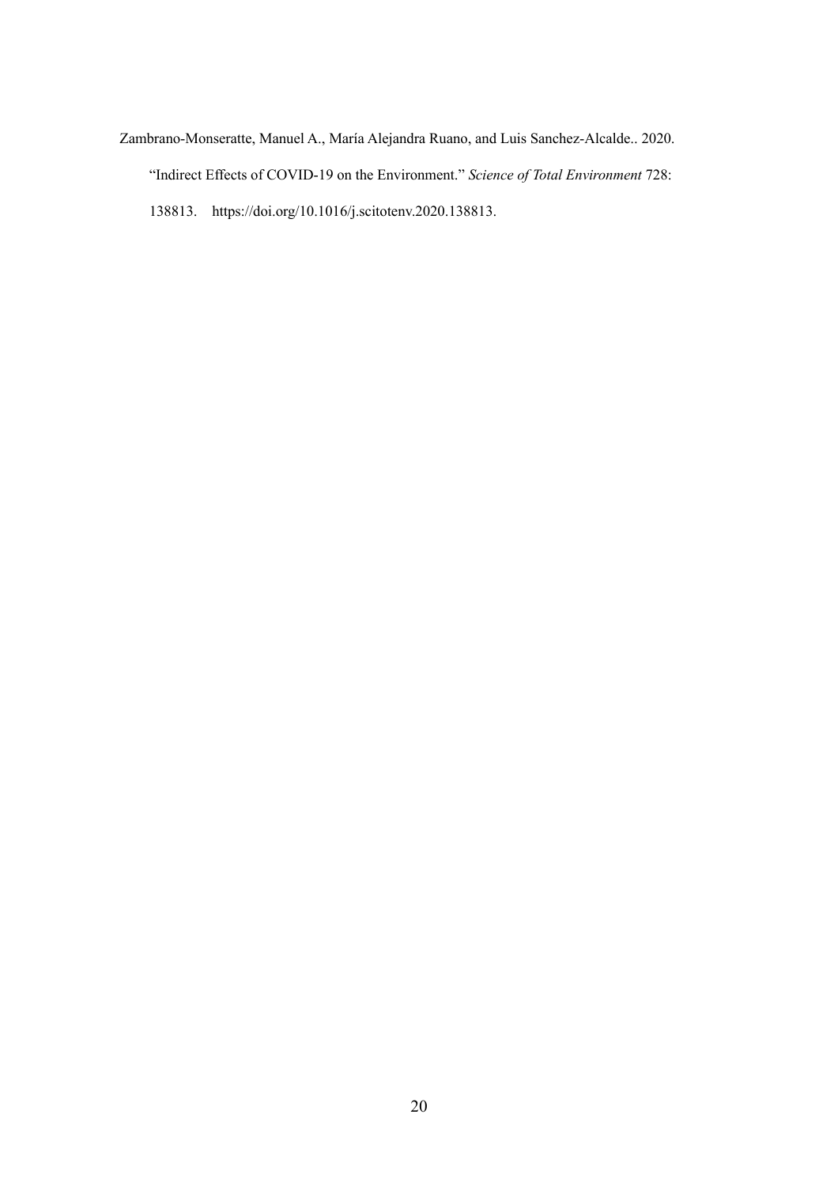Zambrano-Monseratte, Manuel A., María Alejandra Ruano, and Luis Sanchez-Alcalde.. 2020. "Indirect Effects of COVID-19 on the Environment." *Science of Total Environment* 728: 138813. https://doi.org/10.1016/j.scitotenv.2020.138813.